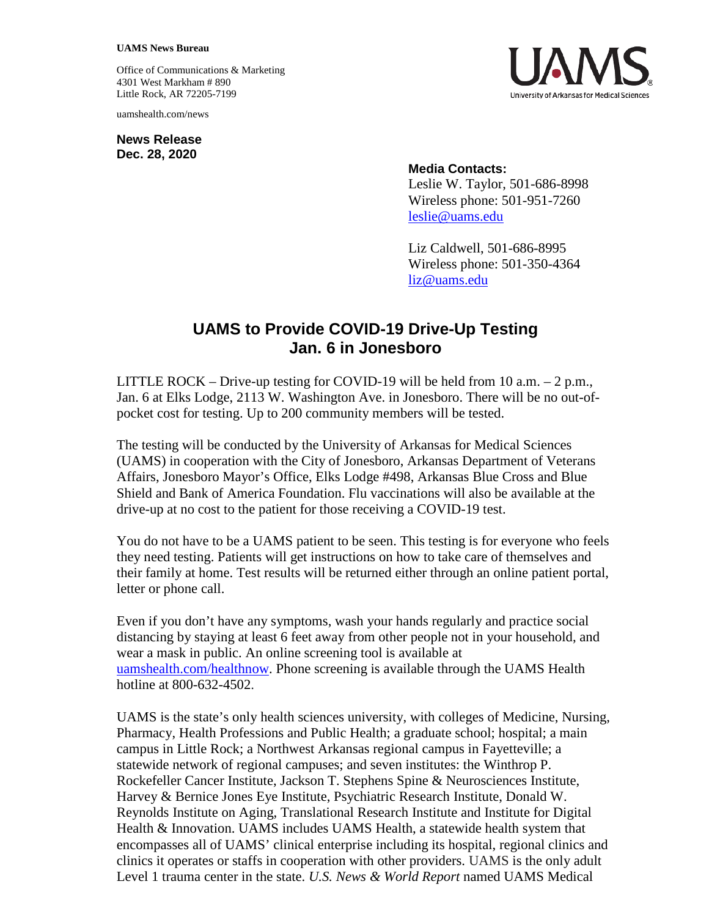**UAMS News Bureau**

Office of Communications & Marketing
4301 West Markham # 890
Little Rock, AR 72205-7199

uamshealth.com/news

**News Release**
**Dec. 28, 2020**

**Media Contacts:**
Leslie W. Taylor, 501-686-8998
Wireless phone: 501-951-7260
leslie@uams.edu

Liz Caldwell, 501-686-8995
Wireless phone: 501-350-4364
liz@uams.edu

# UAMS to Provide COVID-19 Drive-Up Testing Jan. 6 in Jonesboro

LITTLE ROCK – Drive-up testing for COVID-19 will be held from 10 a.m. – 2 p.m., Jan. 6 at Elks Lodge, 2113 W. Washington Ave. in Jonesboro. There will be no out-of-pocket cost for testing. Up to 200 community members will be tested.

The testing will be conducted by the University of Arkansas for Medical Sciences (UAMS) in cooperation with the City of Jonesboro, Arkansas Department of Veterans Affairs, Jonesboro Mayor's Office, Elks Lodge #498, Arkansas Blue Cross and Blue Shield and Bank of America Foundation. Flu vaccinations will also be available at the drive-up at no cost to the patient for those receiving a COVID-19 test.

You do not have to be a UAMS patient to be seen. This testing is for everyone who feels they need testing. Patients will get instructions on how to take care of themselves and their family at home. Test results will be returned either through an online patient portal, letter or phone call.

Even if you don't have any symptoms, wash your hands regularly and practice social distancing by staying at least 6 feet away from other people not in your household, and wear a mask in public. An online screening tool is available at uamshealth.com/healthnow. Phone screening is available through the UAMS Health hotline at 800-632-4502.

UAMS is the state's only health sciences university, with colleges of Medicine, Nursing, Pharmacy, Health Professions and Public Health; a graduate school; hospital; a main campus in Little Rock; a Northwest Arkansas regional campus in Fayetteville; a statewide network of regional campuses; and seven institutes: the Winthrop P. Rockefeller Cancer Institute, Jackson T. Stephens Spine & Neurosciences Institute, Harvey & Bernice Jones Eye Institute, Psychiatric Research Institute, Donald W. Reynolds Institute on Aging, Translational Research Institute and Institute for Digital Health & Innovation. UAMS includes UAMS Health, a statewide health system that encompasses all of UAMS' clinical enterprise including its hospital, regional clinics and clinics it operates or staffs in cooperation with other providers. UAMS is the only adult Level 1 trauma center in the state. *U.S. News & World Report* named UAMS Medical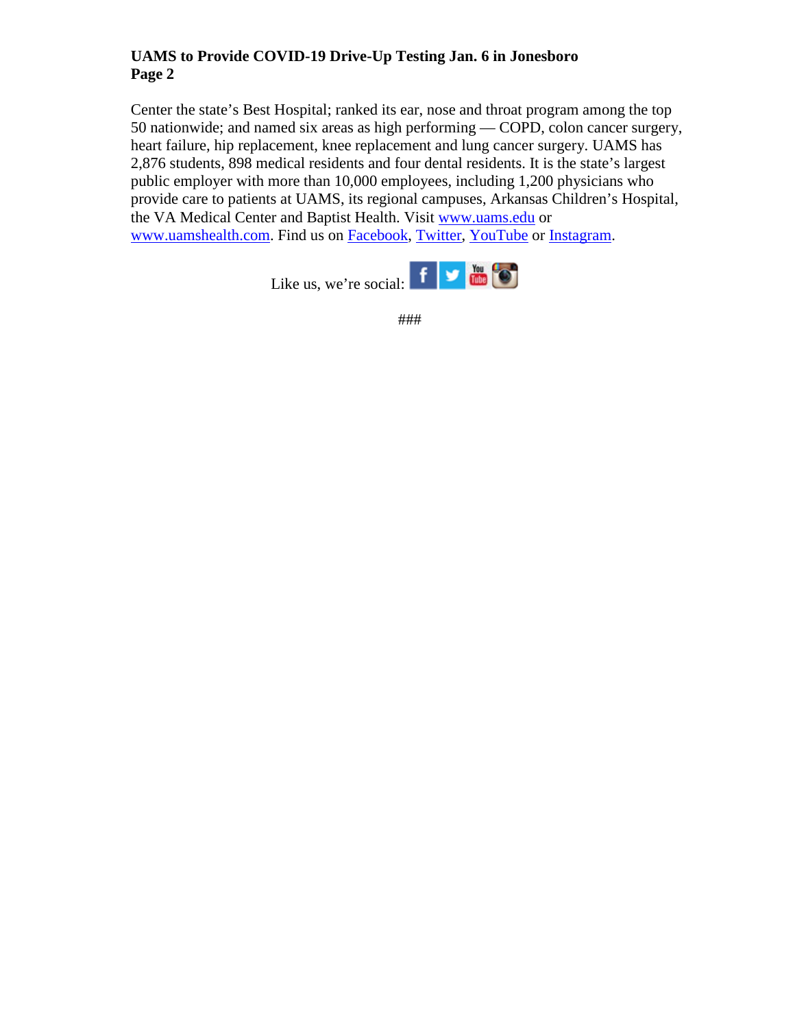Center the state's Best Hospital; ranked its ear, nose and throat program among the top 50 nationwide; and named six areas as high performing — COPD, colon cancer surgery, heart failure, hip replacement, knee replacement and lung cancer surgery. UAMS has 2,876 students, 898 medical residents and four dental residents. It is the state's largest public employer with more than 10,000 employees, including 1,200 physicians who provide care to patients at UAMS, its regional campuses, Arkansas Children's Hospital, the VA Medical Center and Baptist Health. Visit www.uams.edu or www.uamshealth.com. Find us on Facebook, Twitter, YouTube or Instagram.

Like us, we're social:

###